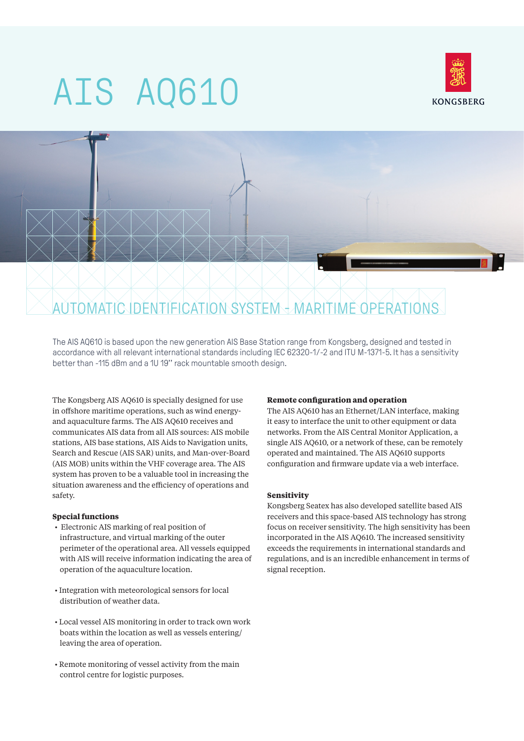# AIS AQ610

KONGSBERG

## AUTOMATIC IDENTIFICATION SYSTEM - MARITIME OPERATIONS

The AIS AQ610 is based upon the new generation AIS Base Station range from Kongsberg, designed and tested in accordance with all relevant international standards including IEC 62320-1/-2 and ITU M-1371-5. It has a sensitivity better than -115 dBm and a 1U 19" rack mountable smooth design.

The Kongsberg AIS AQ610 is specially designed for use in offshore maritime operations, such as wind energy- and aquaculture farms. The AIS AQ610 receives and communicates AIS data from all AIS sources: AIS mobile stations, AIS base stations, AIS Aids to Navigation units, Search and Rescue (AIS SAR) units, and Man-over-Board (AIS MOB) units within the VHF coverage area. The AIS system has proven to be a valuable tool in increasing the situation awareness and the efficiency of operations and safety.

### Special functions

- Electronic AIS marking of real position of infrastructure, and virtual marking of the outer perimeter of the operational area. All vessels equipped with AIS will receive information indicating the area of operation of the aquaculture location.
- Integration with meteorological sensors for local distribution of weather data.
- Local vessel AIS monitoring in order to track own work boats within the location as well as vessels entering/ leaving the area of operation.
- Remote monitoring of vessel activity from the main control centre for logistic purposes.

### Remote configuration and operation

The AIS AQ610 has an Ethernet/LAN interface, making it easy to interface the unit to other equipment or data networks. From the AIS Central Monitor Application, a single AIS AQ610, or a network of these, can be remotely operated and maintained. The AIS AQ610 supports configuration and firmware update via a web interface.

### Sensitivity

Kongsberg Seatex has also developed satellite based AIS receivers and this space-based AIS technology has strong focus on receiver sensitivity. The high sensitivity has been incorporated in the AIS AQ610. The increased sensitivity exceeds the requirements in international standards and regulations, and is an incredible enhancement in terms of signal reception.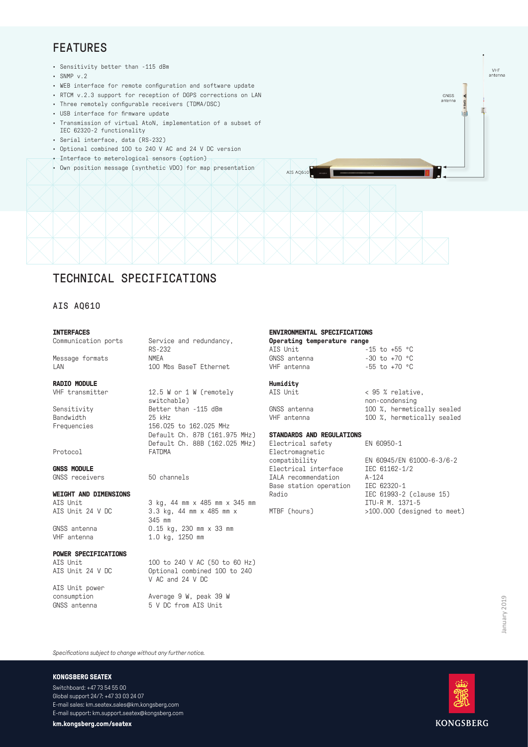## FEATURES

- Sensitivity better than -115 dBm
- SNMP v.2
- WEB interface for remote configuration and software update
- RTCM v.2.3 support for reception of DGPS corrections on LAN
- Three remotely configurable receivers (TDMA/DSC)
- USB interface for firmware update
- Transmission of virtual AtoN, implementation of a subset of IEC 62320-2 functionality
- Serial interface, data (RS-232)
- Optional combined 100 to 240 V AC and 24 V DC version
- Interface to meterological sensors (option)
- Own position message (synthetic VDO) for map presentation

VHF antenna

GNSS antenna

AIS AQ610

## TECHNICAL SPECIFICATIONS

### AIS AQ610

**INTERFACES**

| | |
|---|---|
| Communication ports | Service and redundancy, RS-232 |
| Message formats | NMEA |
| LAN | 100 Mbs BaseT Ethernet |

**RADIO MODULE**

| | |
|---|---|
| VHF transmitter | 12.5 W or 1 W (remotely switchable) |
| Sensitivity | Better than -115 dBm |
| Bandwidth | 25 kHz |
| Frequencies | 156.025 to 162.025 MHz<br>Default Ch. 87B (161.975 MHz)<br>Default Ch. 88B (162.025 MHz) |
| Protocol | FATDMA |

**GNSS MODULE**

| | |
|---|---|
| GNSS receivers | 50 channels |

**WEIGHT AND DIMENSIONS**

| | |
|---|---|
| AIS Unit | 3 kg, 44 mm x 485 mm x 345 mm |
| AIS Unit 24 V DC | 3.3 kg, 44 mm x 485 mm x 345 mm |
| GNSS antenna | 0.15 kg, 230 mm x 33 mm |
| VHF antenna | 1.0 kg, 1250 mm |

**POWER SPECIFICATIONS**

| | |
|---|---|
| AIS Unit | 100 to 240 V AC (50 to 60 Hz) |
| AIS Unit 24 V DC | Optional combined 100 to 240 V AC and 24 V DC |
| AIS Unit power consumption | Average 9 W, peak 39 W |
| GNSS antenna | 5 V DC from AIS Unit |

**ENVIRONMENTAL SPECIFICATIONS**

**Operating temperature range**

| | |
|---|---|
| AIS Unit | -15 to +55 °C |
| GNSS antenna | -30 to +70 °C |
| VHF antenna | -55 to +70 °C |

**Humidity**

| | |
|---|---|
| AIS Unit | < 95 % relative, non-condensing |
| GNSS antenna | 100 %, hermetically sealed |
| VHF antenna | 100 %, hermetically sealed |

**STANDARDS AND REGULATIONS**

| | |
|---|---|
| Electrical safety | EN 60950-1 |
| Electromagnetic compatibility | EN 60945/EN 61000-6-3/6-2 |
| Electrical interface | IEC 61162-1/2 |
| IALA recommendation | A-124 |
| Base station operation | IEC 62320-1 |
| Radio | IEC 61993-2 (clause 15)<br>ITU-R M. 1371-5 |
| MTBF (hours) | >100.000 (designed to meet) |

*Specifications subject to change without any further notice.*

January 2019

**KONGSBERG SEATEX**

Switchboard: +47 73 54 55 00
Global support 24/7: +47 33 03 24 07
E-mail sales: km.seatex.sales@km.kongsberg.com
E-mail support: km.support.seatex@kongsberg.com

**km.kongsberg.com/seatex**

KONGSBERG